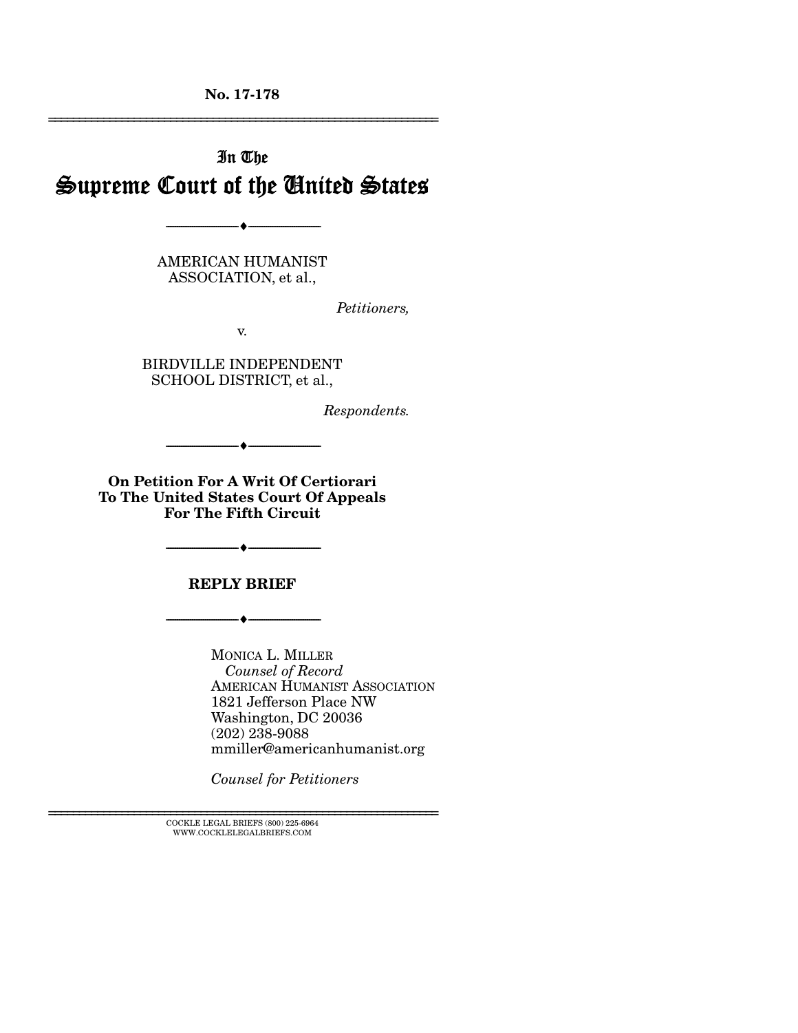**No. 17-178**

---

# In The Supreme Court of the United States

---

AMERICAN HUMANIST ASSOCIATION, et al.,

*Petitioners,*

v.

BIRDVILLE INDEPENDENT SCHOOL DISTRICT, et al.,

*Respondents.*

---

**On Petition For A Writ Of Certiorari To The United States Court Of Appeals For The Fifth Circuit**

---

**REPLY BRIEF**

---

MONICA L. MILLER
*Counsel of Record*
AMERICAN HUMANIST ASSOCIATION
1821 Jefferson Place NW
Washington, DC 20036
(202) 238-9088
mmiller@americanhumanist.org

*Counsel for Petitioners*

---

COCKLE LEGAL BRIEFS (800) 225-6964
WWW.COCKLELEGALBRIEFS.COM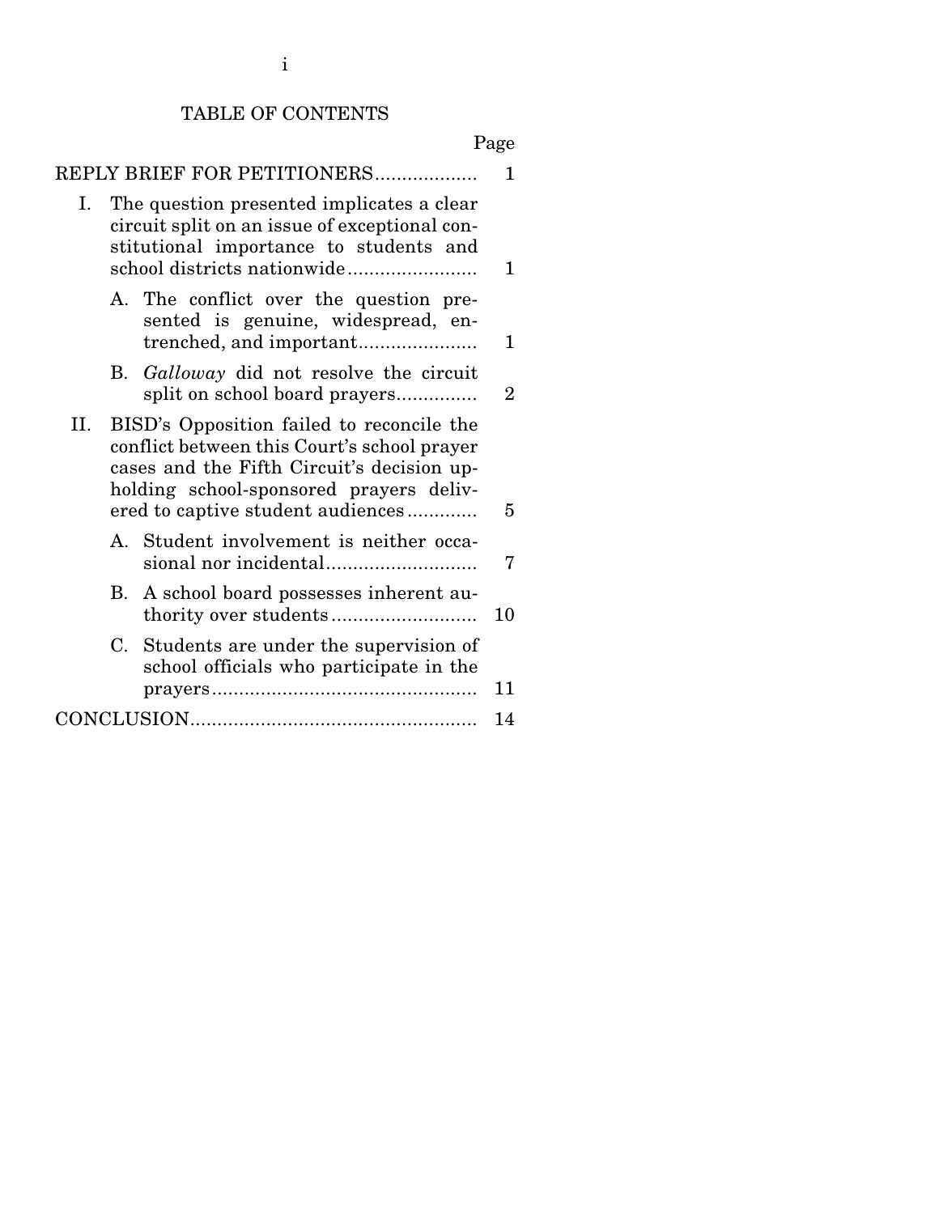# TABLE OF CONTENTS

| | Page |
|---|---|
| REPLY BRIEF FOR PETITIONERS | 1 |
| I. The question presented implicates a clear circuit split on an issue of exceptional constitutional importance to students and school districts nationwide | 1 |
| A. The conflict over the question presented is genuine, widespread, entrenched, and important | 1 |
| B. *Galloway* did not resolve the circuit split on school board prayers | 2 |
| II. BISD's Opposition failed to reconcile the conflict between this Court's school prayer cases and the Fifth Circuit's decision upholding school-sponsored prayers delivered to captive student audiences | 5 |
| A. Student involvement is neither occasional nor incidental | 7 |
| B. A school board possesses inherent authority over students | 10 |
| C. Students are under the supervision of school officials who participate in the prayers | 11 |
| CONCLUSION | 14 |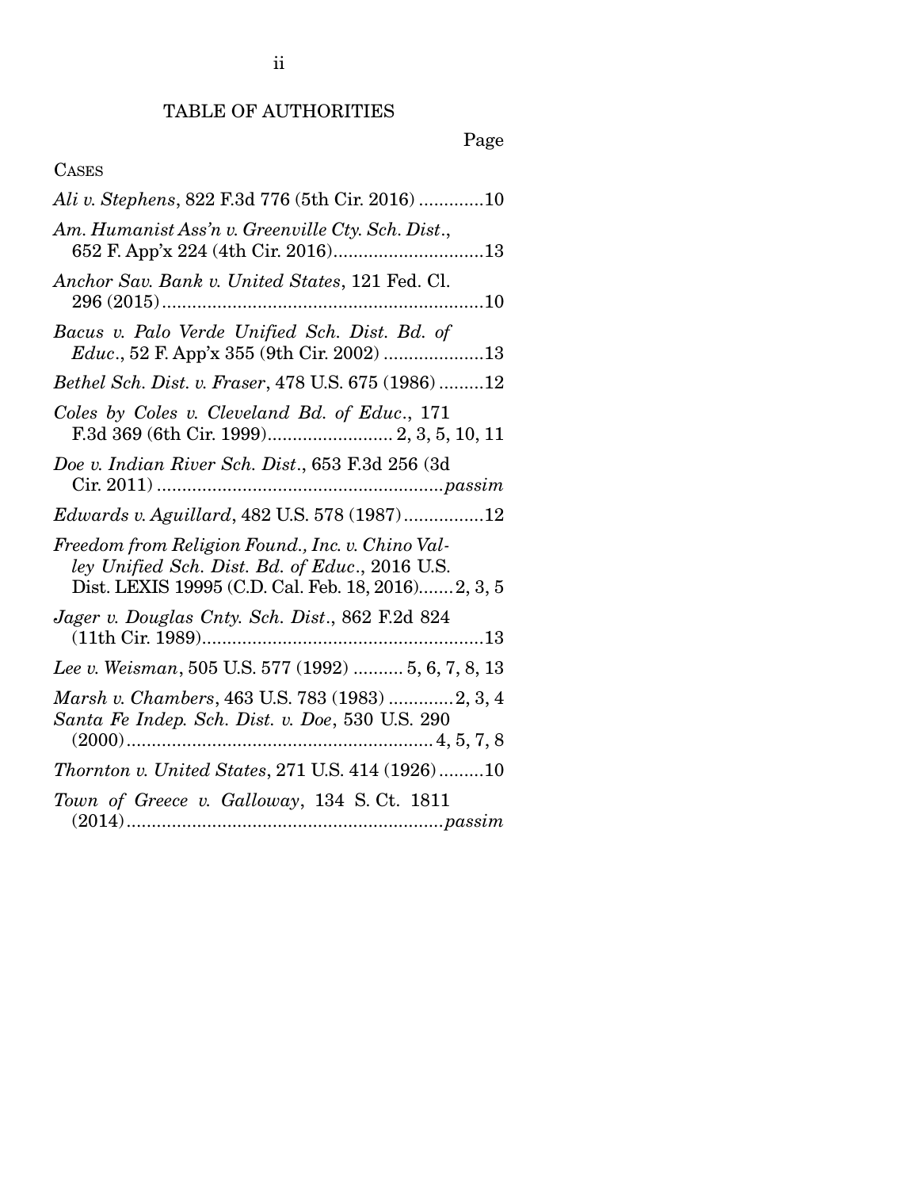# TABLE OF AUTHORITIES

Page

CASES

*Ali v. Stephens*, 822 F.3d 776 (5th Cir. 2016) .............10

*Am. Humanist Ass'n v. Greenville Cty. Sch. Dist.*, 652 F. App'x 224 (4th Cir. 2016)..............................13

*Anchor Sav. Bank v. United States*, 121 Fed. Cl. 296 (2015)................................................................10

*Bacus v. Palo Verde Unified Sch. Dist. Bd. of Educ.*, 52 F. App'x 355 (9th Cir. 2002) ....................13

*Bethel Sch. Dist. v. Fraser*, 478 U.S. 675 (1986) .........12

*Coles by Coles v. Cleveland Bd. of Educ.*, 171 F.3d 369 (6th Cir. 1999)......................... 2, 3, 5, 10, 11

*Doe v. Indian River Sch. Dist.*, 653 F.3d 256 (3d Cir. 2011) .........................................................*passim*

*Edwards v. Aguillard*, 482 U.S. 578 (1987)................12

*Freedom from Religion Found., Inc. v. Chino Valley Unified Sch. Dist. Bd. of Educ.*, 2016 U.S. Dist. LEXIS 19995 (C.D. Cal. Feb. 18, 2016).......2, 3, 5

*Jager v. Douglas Cnty. Sch. Dist.*, 862 F.2d 824 (11th Cir. 1989)........................................................13

*Lee v. Weisman*, 505 U.S. 577 (1992) .......... 5, 6, 7, 8, 13

*Marsh v. Chambers*, 463 U.S. 783 (1983) .............2, 3, 4

*Santa Fe Indep. Sch. Dist. v. Doe*, 530 U.S. 290 (2000)............................................................. 4, 5, 7, 8

*Thornton v. United States*, 271 U.S. 414 (1926).........10

*Town of Greece v. Galloway*, 134 S. Ct. 1811 (2014)..............................................................*passim*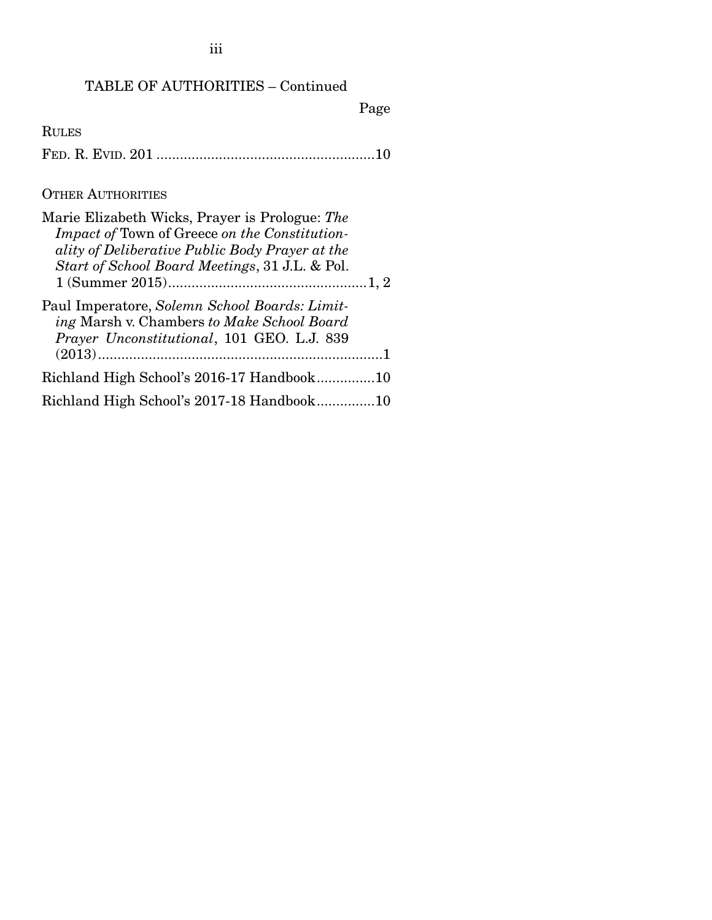## TABLE OF AUTHORITIES – Continued

Page

RULES

FED. R. EVID. 201 ........................................................10

OTHER AUTHORITIES

Marie Elizabeth Wicks, Prayer is Prologue: *The Impact of* Town of Greece *on the Constitutionality of Deliberative Public Body Prayer at the Start of School Board Meetings*, 31 J.L. & Pol. 1 (Summer 2015)....................................................1, 2

Paul Imperatore, *Solemn School Boards: Limiting* Marsh v. Chambers *to Make School Board Prayer Unconstitutional*, 101 GEO. L.J. 839 (2013)..........................................................................1

Richland High School's 2016-17 Handbook...............10

Richland High School's 2017-18 Handbook...............10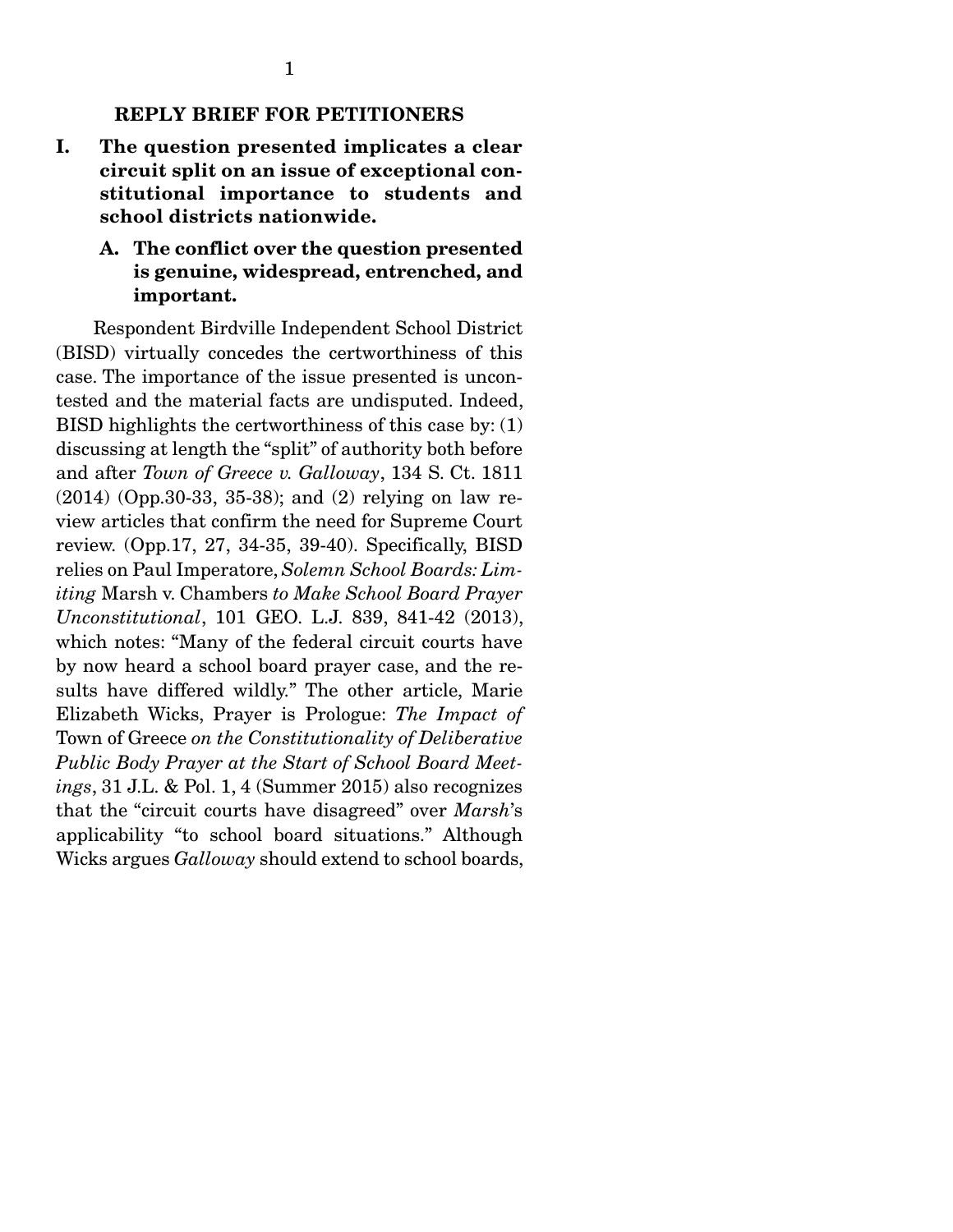## REPLY BRIEF FOR PETITIONERS

### I. The question presented implicates a clear circuit split on an issue of exceptional constitutional importance to students and school districts nationwide.

#### A. The conflict over the question presented is genuine, widespread, entrenched, and important.

Respondent Birdville Independent School District (BISD) virtually concedes the certworthiness of this case. The importance of the issue presented is uncontested and the material facts are undisputed. Indeed, BISD highlights the certworthiness of this case by: (1) discussing at length the "split" of authority both before and after *Town of Greece v. Galloway*, 134 S. Ct. 1811 (2014) (Opp.30-33, 35-38); and (2) relying on law review articles that confirm the need for Supreme Court review. (Opp.17, 27, 34-35, 39-40). Specifically, BISD relies on Paul Imperatore, *Solemn School Boards: Limiting* Marsh v. Chambers *to Make School Board Prayer Unconstitutional*, 101 GEO. L.J. 839, 841-42 (2013), which notes: "Many of the federal circuit courts have by now heard a school board prayer case, and the results have differed wildly." The other article, Marie Elizabeth Wicks, Prayer is Prologue: *The Impact of* Town of Greece *on the Constitutionality of Deliberative Public Body Prayer at the Start of School Board Meetings*, 31 J.L. & Pol. 1, 4 (Summer 2015) also recognizes that the "circuit courts have disagreed" over *Marsh*'s applicability "to school board situations." Although Wicks argues *Galloway* should extend to school boards,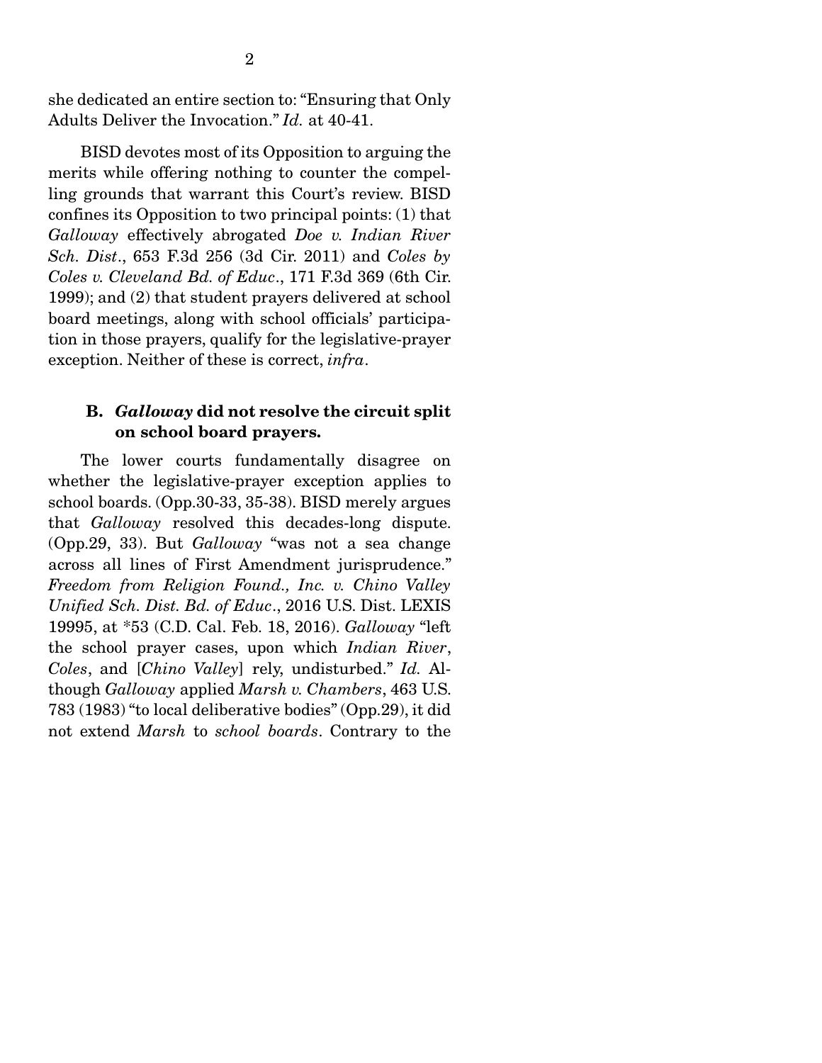she dedicated an entire section to: "Ensuring that Only Adults Deliver the Invocation." *Id.* at 40-41.

BISD devotes most of its Opposition to arguing the merits while offering nothing to counter the compelling grounds that warrant this Court's review. BISD confines its Opposition to two principal points: (1) that *Galloway* effectively abrogated *Doe v. Indian River Sch. Dist.*, 653 F.3d 256 (3d Cir. 2011) and *Coles by Coles v. Cleveland Bd. of Educ.*, 171 F.3d 369 (6th Cir. 1999); and (2) that student prayers delivered at school board meetings, along with school officials' participation in those prayers, qualify for the legislative-prayer exception. Neither of these is correct, *infra*.

### B. *Galloway* did not resolve the circuit split on school board prayers.

The lower courts fundamentally disagree on whether the legislative-prayer exception applies to school boards. (Opp.30-33, 35-38). BISD merely argues that *Galloway* resolved this decades-long dispute. (Opp.29, 33). But *Galloway* "was not a sea change across all lines of First Amendment jurisprudence." *Freedom from Religion Found., Inc. v. Chino Valley Unified Sch. Dist. Bd. of Educ.*, 2016 U.S. Dist. LEXIS 19995, at *53 (C.D. Cal. Feb. 18, 2016). *Galloway* "left the school prayer cases, upon which *Indian River*, *Coles*, and [*Chino Valley*] rely, undisturbed." *Id.* Although *Galloway* applied *Marsh v. Chambers*, 463 U.S. 783 (1983) "to local deliberative bodies" (Opp.29), it did not extend *Marsh* to *school boards*. Contrary to the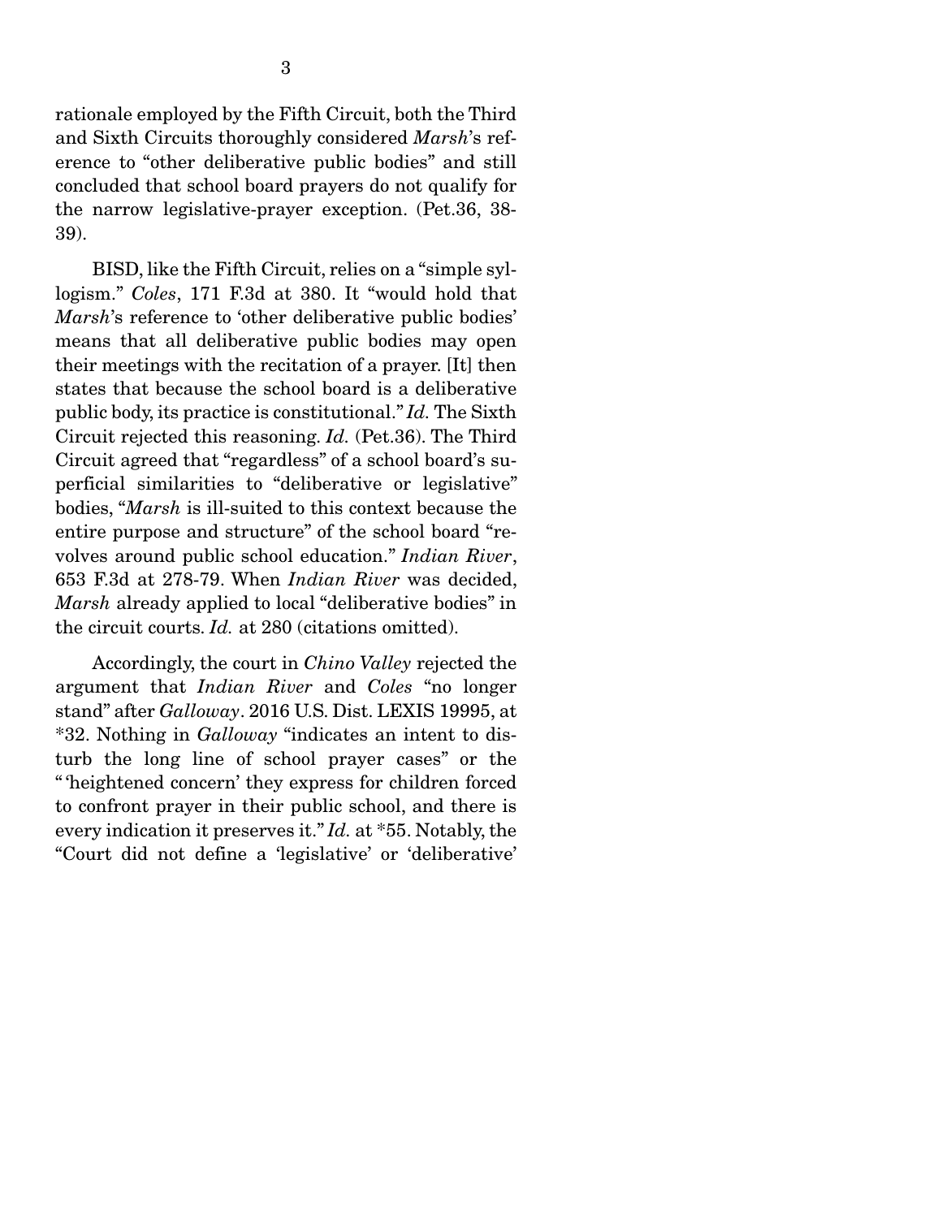rationale employed by the Fifth Circuit, both the Third and Sixth Circuits thoroughly considered *Marsh*'s reference to "other deliberative public bodies" and still concluded that school board prayers do not qualify for the narrow legislative-prayer exception. (Pet.36, 38-39).

BISD, like the Fifth Circuit, relies on a "simple syllogism." *Coles*, 171 F.3d at 380. It "would hold that *Marsh*'s reference to 'other deliberative public bodies' means that all deliberative public bodies may open their meetings with the recitation of a prayer. [It] then states that because the school board is a deliberative public body, its practice is constitutional." *Id.* The Sixth Circuit rejected this reasoning. *Id.* (Pet.36). The Third Circuit agreed that "regardless" of a school board's superficial similarities to "deliberative or legislative" bodies, "*Marsh* is ill-suited to this context because the entire purpose and structure" of the school board "revolves around public school education." *Indian River*, 653 F.3d at 278-79. When *Indian River* was decided, *Marsh* already applied to local "deliberative bodies" in the circuit courts. *Id.* at 280 (citations omitted).

Accordingly, the court in *Chino Valley* rejected the argument that *Indian River* and *Coles* "no longer stand" after *Galloway*. 2016 U.S. Dist. LEXIS 19995, at *32. Nothing in *Galloway* "indicates an intent to disturb the long line of school prayer cases" or the "'heightened concern' they express for children forced to confront prayer in their public school, and there is every indication it preserves it." *Id.* at *55. Notably, the "Court did not define a 'legislative' or 'deliberative'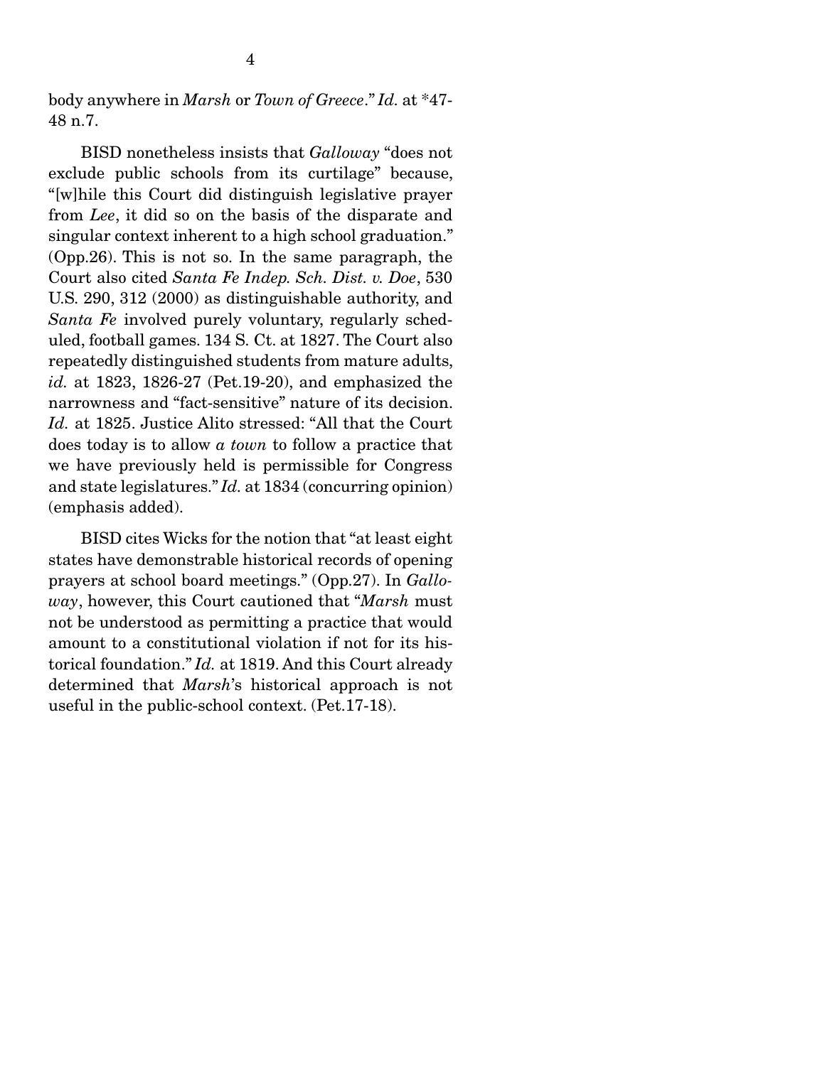body anywhere in *Marsh* or *Town of Greece*." *Id.* at *47-48 n.7.

BISD nonetheless insists that *Galloway* "does not exclude public schools from its curtilage" because, "[w]hile this Court did distinguish legislative prayer from *Lee*, it did so on the basis of the disparate and singular context inherent to a high school graduation." (Opp.26). This is not so. In the same paragraph, the Court also cited *Santa Fe Indep. Sch. Dist. v. Doe*, 530 U.S. 290, 312 (2000) as distinguishable authority, and *Santa Fe* involved purely voluntary, regularly scheduled, football games. 134 S. Ct. at 1827. The Court also repeatedly distinguished students from mature adults, *id.* at 1823, 1826-27 (Pet.19-20), and emphasized the narrowness and "fact-sensitive" nature of its decision. *Id.* at 1825. Justice Alito stressed: "All that the Court does today is to allow *a town* to follow a practice that we have previously held is permissible for Congress and state legislatures." *Id.* at 1834 (concurring opinion) (emphasis added).

BISD cites Wicks for the notion that "at least eight states have demonstrable historical records of opening prayers at school board meetings." (Opp.27). In *Galloway*, however, this Court cautioned that "*Marsh* must not be understood as permitting a practice that would amount to a constitutional violation if not for its historical foundation." *Id.* at 1819. And this Court already determined that *Marsh*'s historical approach is not useful in the public-school context. (Pet.17-18).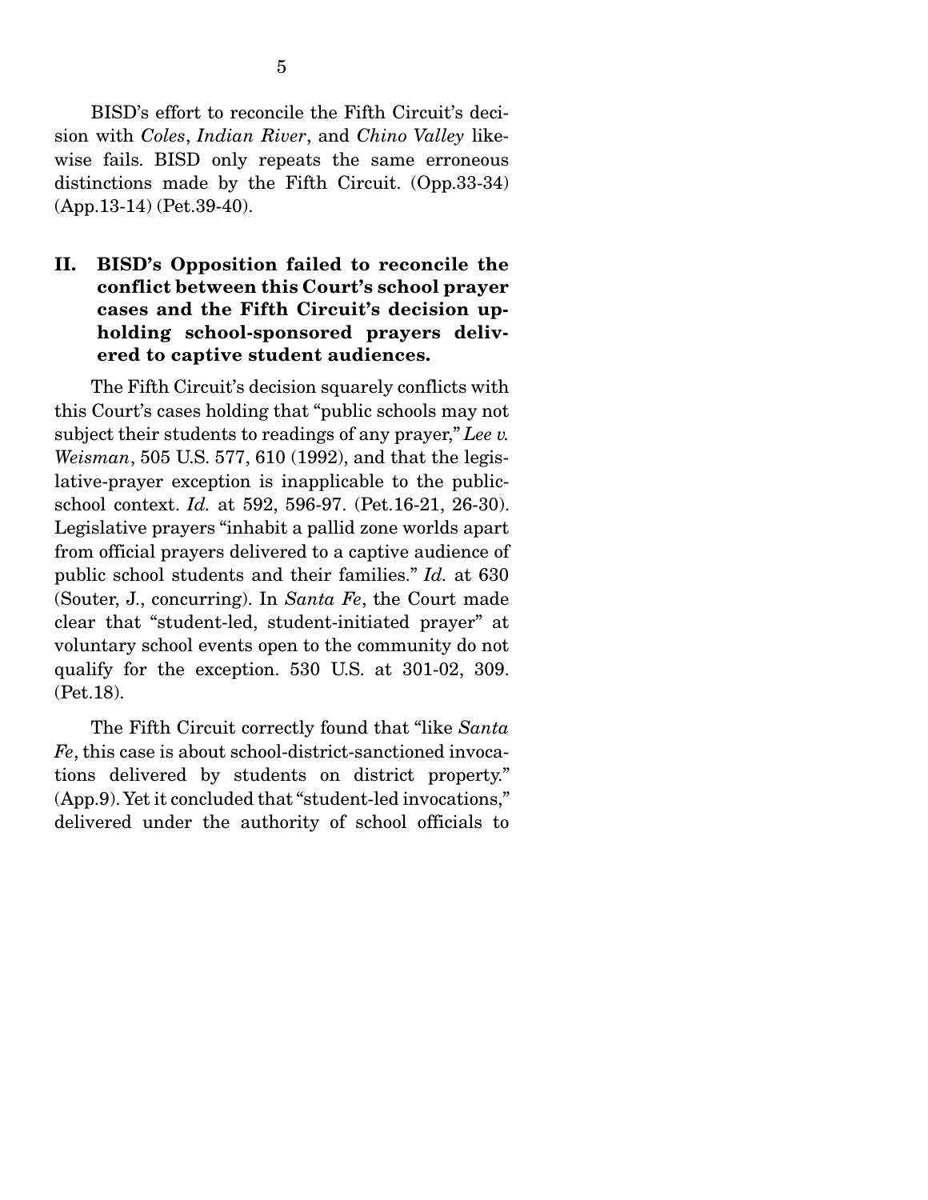BISD's effort to reconcile the Fifth Circuit's decision with *Coles*, *Indian River*, and *Chino Valley* likewise fails. BISD only repeats the same erroneous distinctions made by the Fifth Circuit. (Opp.33-34) (App.13-14) (Pet.39-40).

## II. BISD's Opposition failed to reconcile the conflict between this Court's school prayer cases and the Fifth Circuit's decision upholding school-sponsored prayers delivered to captive student audiences.

The Fifth Circuit's decision squarely conflicts with this Court's cases holding that "public schools may not subject their students to readings of any prayer," *Lee v. Weisman*, 505 U.S. 577, 610 (1992), and that the legislative-prayer exception is inapplicable to the public-school context. *Id.* at 592, 596-97. (Pet.16-21, 26-30). Legislative prayers "inhabit a pallid zone worlds apart from official prayers delivered to a captive audience of public school students and their families." *Id.* at 630 (Souter, J., concurring). In *Santa Fe*, the Court made clear that "student-led, student-initiated prayer" at voluntary school events open to the community do not qualify for the exception. 530 U.S. at 301-02, 309. (Pet.18).

The Fifth Circuit correctly found that "like *Santa Fe*, this case is about school-district-sanctioned invocations delivered by students on district property." (App.9). Yet it concluded that "student-led invocations," delivered under the authority of school officials to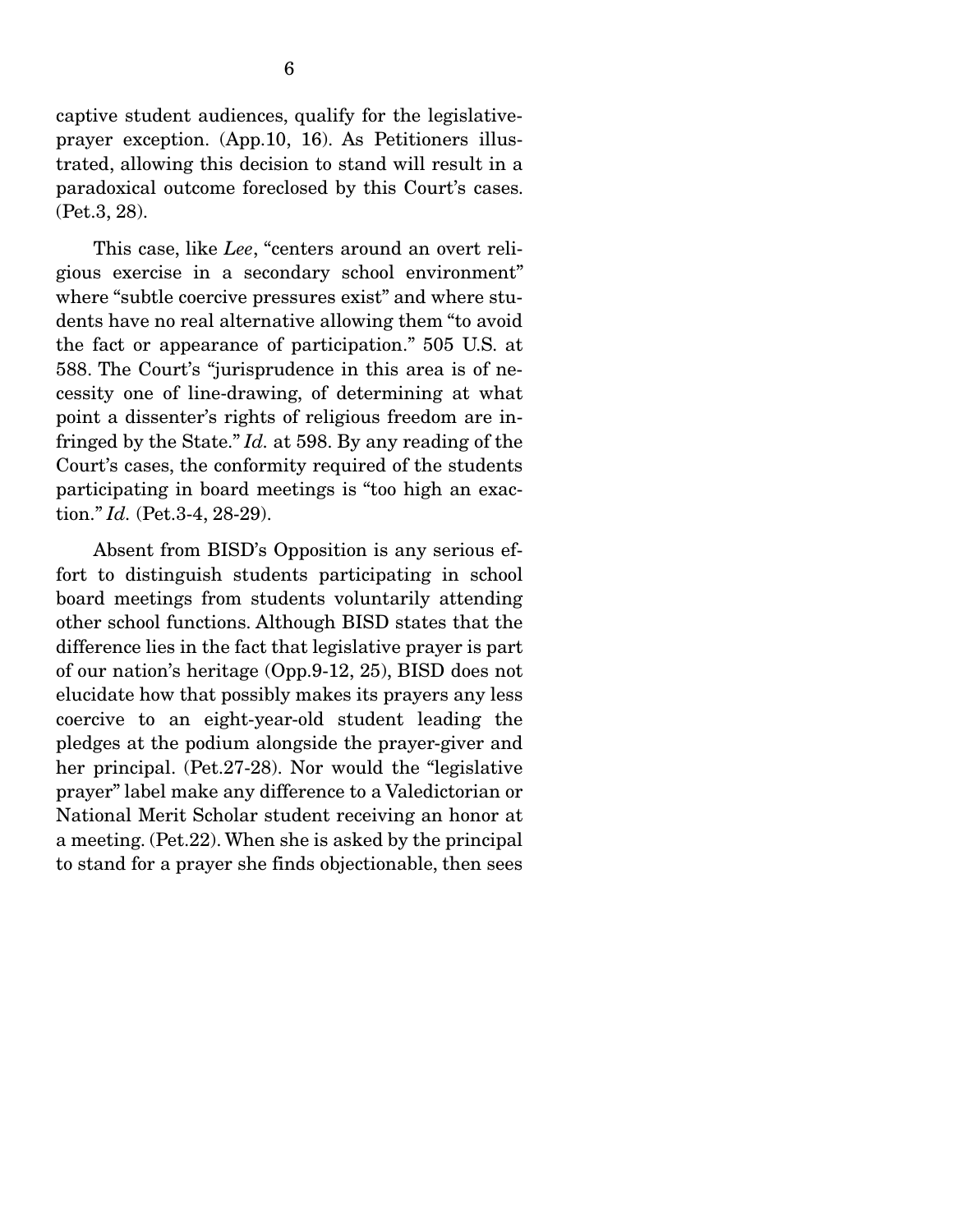captive student audiences, qualify for the legislative-prayer exception. (App.10, 16). As Petitioners illustrated, allowing this decision to stand will result in a paradoxical outcome foreclosed by this Court's cases. (Pet.3, 28).

This case, like *Lee*, "centers around an overt religious exercise in a secondary school environment" where "subtle coercive pressures exist" and where students have no real alternative allowing them "to avoid the fact or appearance of participation." 505 U.S. at 588. The Court's "jurisprudence in this area is of necessity one of line-drawing, of determining at what point a dissenter's rights of religious freedom are infringed by the State." *Id.* at 598. By any reading of the Court's cases, the conformity required of the students participating in board meetings is "too high an exaction." *Id.* (Pet.3-4, 28-29).

Absent from BISD's Opposition is any serious effort to distinguish students participating in school board meetings from students voluntarily attending other school functions. Although BISD states that the difference lies in the fact that legislative prayer is part of our nation's heritage (Opp.9-12, 25), BISD does not elucidate how that possibly makes its prayers any less coercive to an eight-year-old student leading the pledges at the podium alongside the prayer-giver and her principal. (Pet.27-28). Nor would the "legislative prayer" label make any difference to a Valedictorian or National Merit Scholar student receiving an honor at a meeting. (Pet.22). When she is asked by the principal to stand for a prayer she finds objectionable, then sees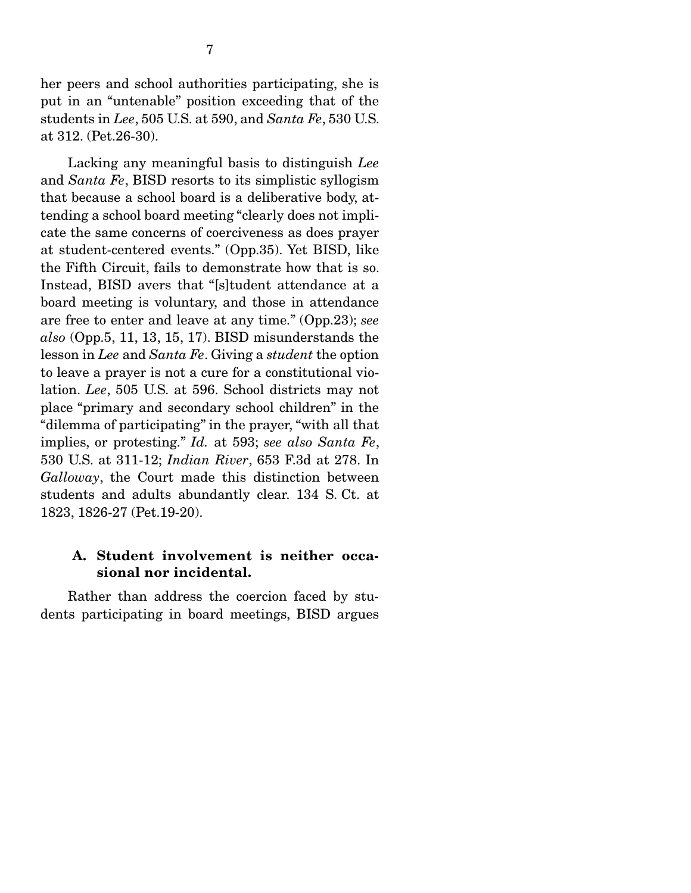her peers and school authorities participating, she is put in an "untenable" position exceeding that of the students in *Lee*, 505 U.S. at 590, and *Santa Fe*, 530 U.S. at 312. (Pet.26-30).

Lacking any meaningful basis to distinguish *Lee* and *Santa Fe*, BISD resorts to its simplistic syllogism that because a school board is a deliberative body, attending a school board meeting "clearly does not implicate the same concerns of coerciveness as does prayer at student-centered events." (Opp.35). Yet BISD, like the Fifth Circuit, fails to demonstrate how that is so. Instead, BISD avers that "[s]tudent attendance at a board meeting is voluntary, and those in attendance are free to enter and leave at any time." (Opp.23); *see also* (Opp.5, 11, 13, 15, 17). BISD misunderstands the lesson in *Lee* and *Santa Fe*. Giving a *student* the option to leave a prayer is not a cure for a constitutional violation. *Lee*, 505 U.S. at 596. School districts may not place "primary and secondary school children" in the "dilemma of participating" in the prayer, "with all that implies, or protesting." *Id.* at 593; *see also Santa Fe*, 530 U.S. at 311-12; *Indian River*, 653 F.3d at 278. In *Galloway*, the Court made this distinction between students and adults abundantly clear. 134 S. Ct. at 1823, 1826-27 (Pet.19-20).

### A. Student involvement is neither occasional nor incidental.

Rather than address the coercion faced by students participating in board meetings, BISD argues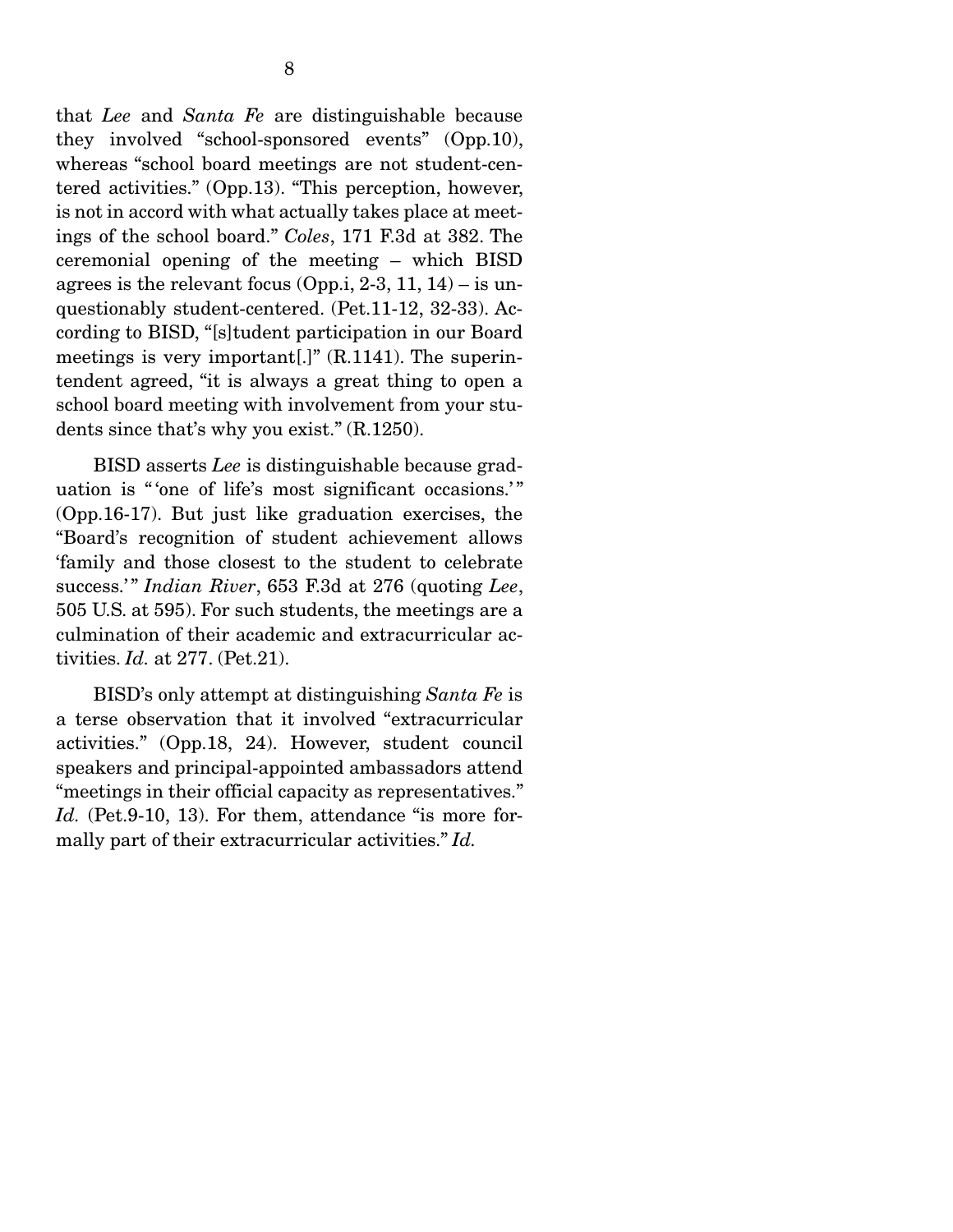that *Lee* and *Santa Fe* are distinguishable because they involved "school-sponsored events" (Opp.10), whereas "school board meetings are not student-centered activities." (Opp.13). "This perception, however, is not in accord with what actually takes place at meetings of the school board." *Coles*, 171 F.3d at 382. The ceremonial opening of the meeting – which BISD agrees is the relevant focus (Opp.i, 2-3, 11, 14) – is unquestionably student-centered. (Pet.11-12, 32-33). According to BISD, "[s]tudent participation in our Board meetings is very important[.]" (R.1141). The superintendent agreed, "it is always a great thing to open a school board meeting with involvement from your students since that's why you exist." (R.1250).

BISD asserts *Lee* is distinguishable because graduation is "'one of life's most significant occasions.'" (Opp.16-17). But just like graduation exercises, the "Board's recognition of student achievement allows 'family and those closest to the student to celebrate success.'" *Indian River*, 653 F.3d at 276 (quoting *Lee*, 505 U.S. at 595). For such students, the meetings are a culmination of their academic and extracurricular activities. *Id.* at 277. (Pet.21).

BISD's only attempt at distinguishing *Santa Fe* is a terse observation that it involved "extracurricular activities." (Opp.18, 24). However, student council speakers and principal-appointed ambassadors attend "meetings in their official capacity as representatives." *Id.* (Pet.9-10, 13). For them, attendance "is more formally part of their extracurricular activities." *Id.*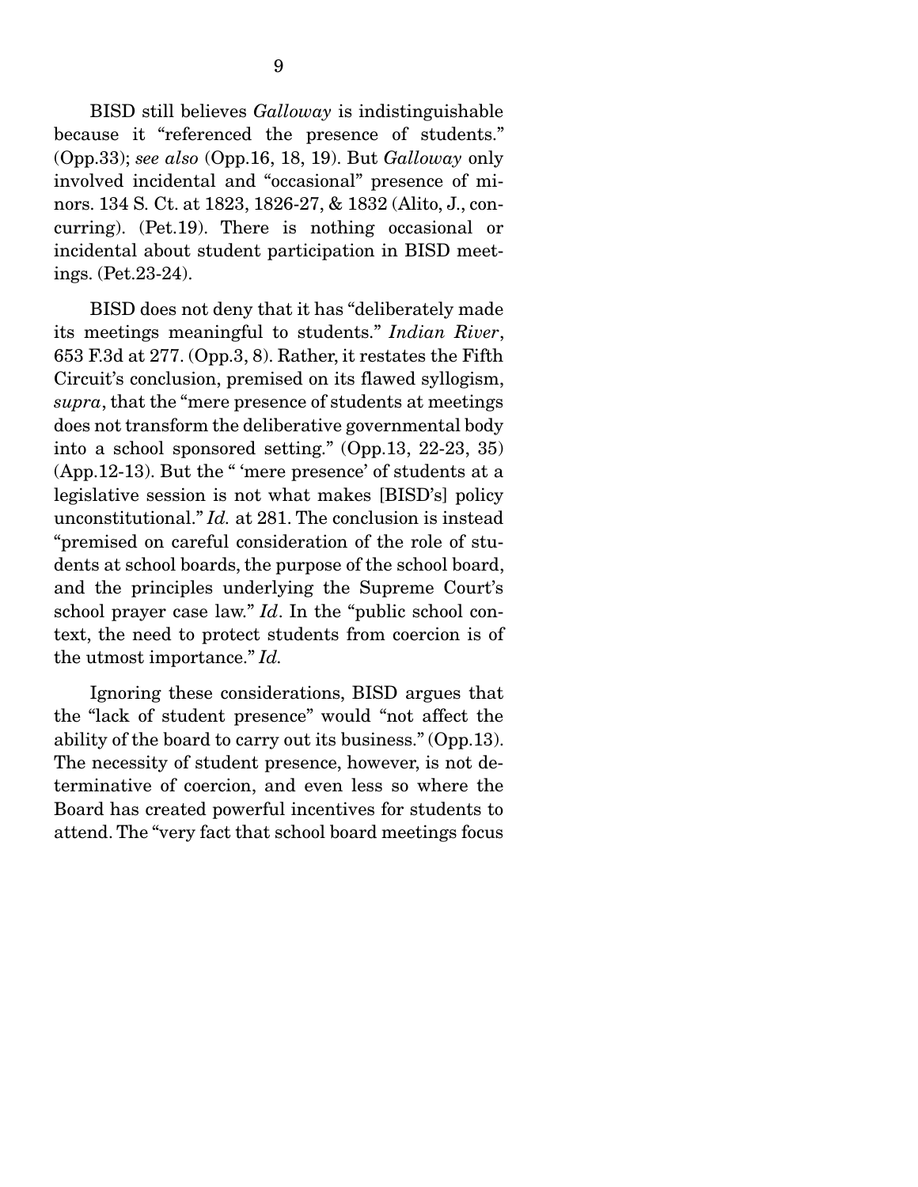BISD still believes *Galloway* is indistinguishable because it "referenced the presence of students." (Opp.33); *see also* (Opp.16, 18, 19). But *Galloway* only involved incidental and "occasional" presence of minors. 134 S. Ct. at 1823, 1826-27, & 1832 (Alito, J., concurring). (Pet.19). There is nothing occasional or incidental about student participation in BISD meetings. (Pet.23-24).

BISD does not deny that it has "deliberately made its meetings meaningful to students." *Indian River*, 653 F.3d at 277. (Opp.3, 8). Rather, it restates the Fifth Circuit's conclusion, premised on its flawed syllogism, *supra*, that the "mere presence of students at meetings does not transform the deliberative governmental body into a school sponsored setting." (Opp.13, 22-23, 35) (App.12-13). But the " 'mere presence' of students at a legislative session is not what makes [BISD's] policy unconstitutional." *Id.* at 281. The conclusion is instead "premised on careful consideration of the role of students at school boards, the purpose of the school board, and the principles underlying the Supreme Court's school prayer case law." *Id*. In the "public school context, the need to protect students from coercion is of the utmost importance." *Id.*

Ignoring these considerations, BISD argues that the "lack of student presence" would "not affect the ability of the board to carry out its business." (Opp.13). The necessity of student presence, however, is not determinative of coercion, and even less so where the Board has created powerful incentives for students to attend. The "very fact that school board meetings focus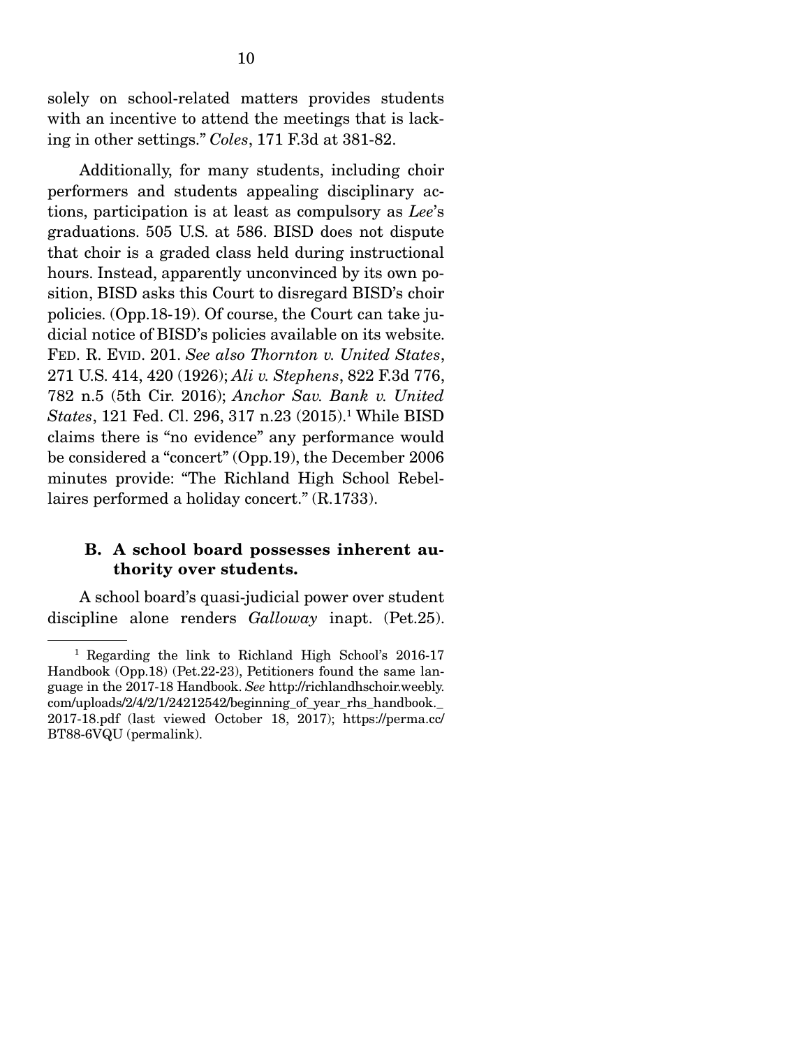solely on school-related matters provides students with an incentive to attend the meetings that is lacking in other settings." *Coles*, 171 F.3d at 381-82.

Additionally, for many students, including choir performers and students appealing disciplinary actions, participation is at least as compulsory as *Lee*'s graduations. 505 U.S. at 586. BISD does not dispute that choir is a graded class held during instructional hours. Instead, apparently unconvinced by its own position, BISD asks this Court to disregard BISD's choir policies. (Opp.18-19). Of course, the Court can take judicial notice of BISD's policies available on its website. FED. R. EVID. 201. *See also Thornton v. United States*, 271 U.S. 414, 420 (1926); *Ali v. Stephens*, 822 F.3d 776, 782 n.5 (5th Cir. 2016); *Anchor Sav. Bank v. United States*, 121 Fed. Cl. 296, 317 n.23 (2015).[1] While BISD claims there is "no evidence" any performance would be considered a "concert" (Opp.19), the December 2006 minutes provide: "The Richland High School Rebellaires performed a holiday concert." (R.1733).

### B. A school board possesses inherent authority over students.

A school board's quasi-judicial power over student discipline alone renders *Galloway* inapt. (Pet.25).

---

[1] Regarding the link to Richland High School's 2016-17 Handbook (Opp.18) (Pet.22-23), Petitioners found the same language in the 2017-18 Handbook. *See* http://richlandhschoir.weebly.com/uploads/2/4/2/1/24212542/beginning_of_year_rhs_handbook._2017-18.pdf (last viewed October 18, 2017); https://perma.cc/BT88-6VQU (permalink).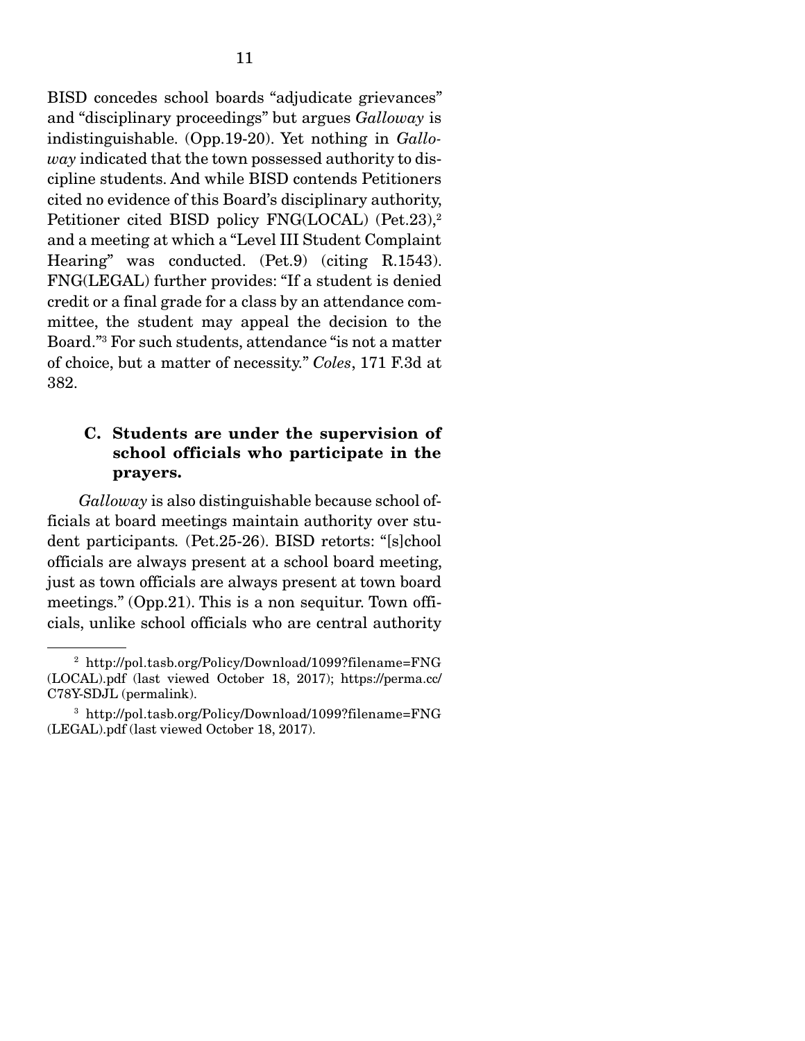BISD concedes school boards "adjudicate grievances" and "disciplinary proceedings" but argues *Galloway* is indistinguishable. (Opp.19-20). Yet nothing in *Galloway* indicated that the town possessed authority to discipline students. And while BISD contends Petitioners cited no evidence of this Board's disciplinary authority, Petitioner cited BISD policy FNG(LOCAL) (Pet.23),[2] and a meeting at which a "Level III Student Complaint Hearing" was conducted. (Pet.9) (citing R.1543). FNG(LEGAL) further provides: "If a student is denied credit or a final grade for a class by an attendance committee, the student may appeal the decision to the Board."[3] For such students, attendance "is not a matter of choice, but a matter of necessity." *Coles*, 171 F.3d at 382.

### C. Students are under the supervision of school officials who participate in the prayers.

*Galloway* is also distinguishable because school officials at board meetings maintain authority over student participants. (Pet.25-26). BISD retorts: "[s]chool officials are always present at a school board meeting, just as town officials are always present at town board meetings." (Opp.21). This is a non sequitur. Town officials, unlike school officials who are central authority

---

[2] http://pol.tasb.org/Policy/Download/1099?filename=FNG(LOCAL).pdf (last viewed October 18, 2017); https://perma.cc/C78Y-SDJL (permalink).

[3] http://pol.tasb.org/Policy/Download/1099?filename=FNG(LEGAL).pdf (last viewed October 18, 2017).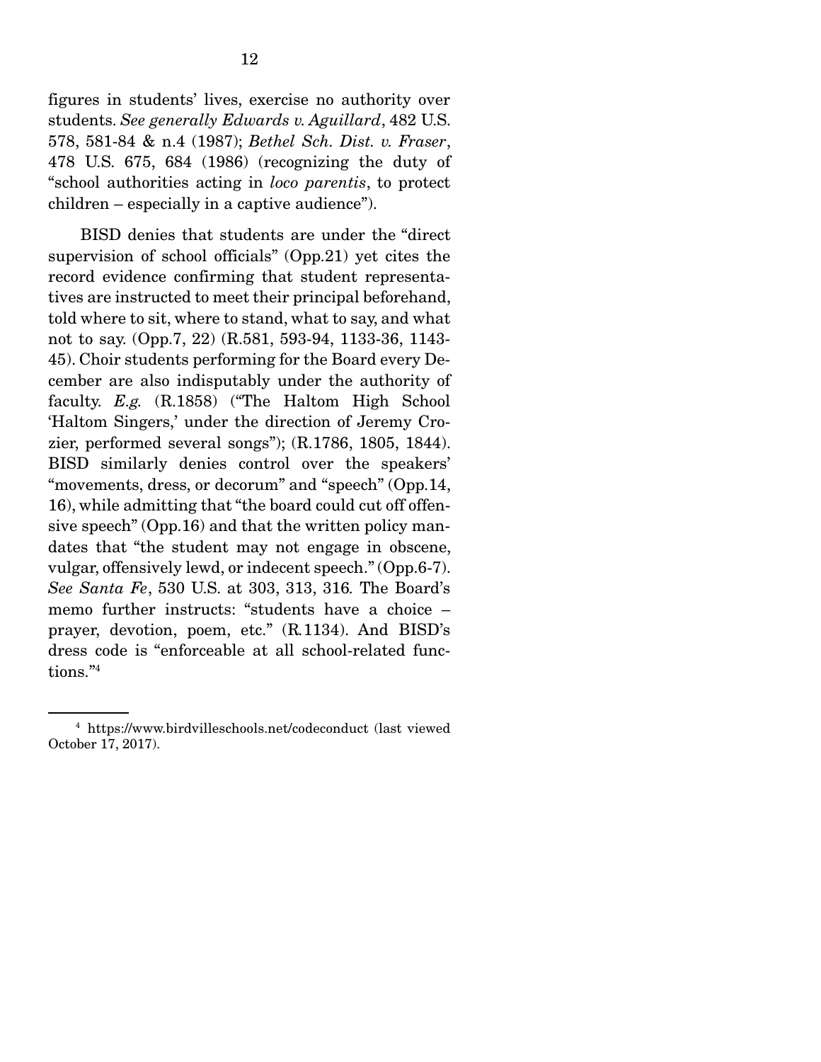figures in students' lives, exercise no authority over students. *See generally Edwards v. Aguillard*, 482 U.S. 578, 581-84 & n.4 (1987); *Bethel Sch. Dist. v. Fraser*, 478 U.S. 675, 684 (1986) (recognizing the duty of "school authorities acting in *loco parentis*, to protect children – especially in a captive audience").

BISD denies that students are under the "direct supervision of school officials" (Opp.21) yet cites the record evidence confirming that student representatives are instructed to meet their principal beforehand, told where to sit, where to stand, what to say, and what not to say. (Opp.7, 22) (R.581, 593-94, 1133-36, 1143-45). Choir students performing for the Board every December are also indisputably under the authority of faculty. *E.g.* (R.1858) ("The Haltom High School 'Haltom Singers,' under the direction of Jeremy Crozier, performed several songs"); (R.1786, 1805, 1844). BISD similarly denies control over the speakers' "movements, dress, or decorum" and "speech" (Opp.14, 16), while admitting that "the board could cut off offensive speech" (Opp.16) and that the written policy mandates that "the student may not engage in obscene, vulgar, offensively lewd, or indecent speech." (Opp.6-7). *See Santa Fe*, 530 U.S. at 303, 313, 316. The Board's memo further instructs: "students have a choice – prayer, devotion, poem, etc." (R.1134). And BISD's dress code is "enforceable at all school-related functions."[4]

[4] https://www.birdvilleschools.net/codeconduct (last viewed October 17, 2017).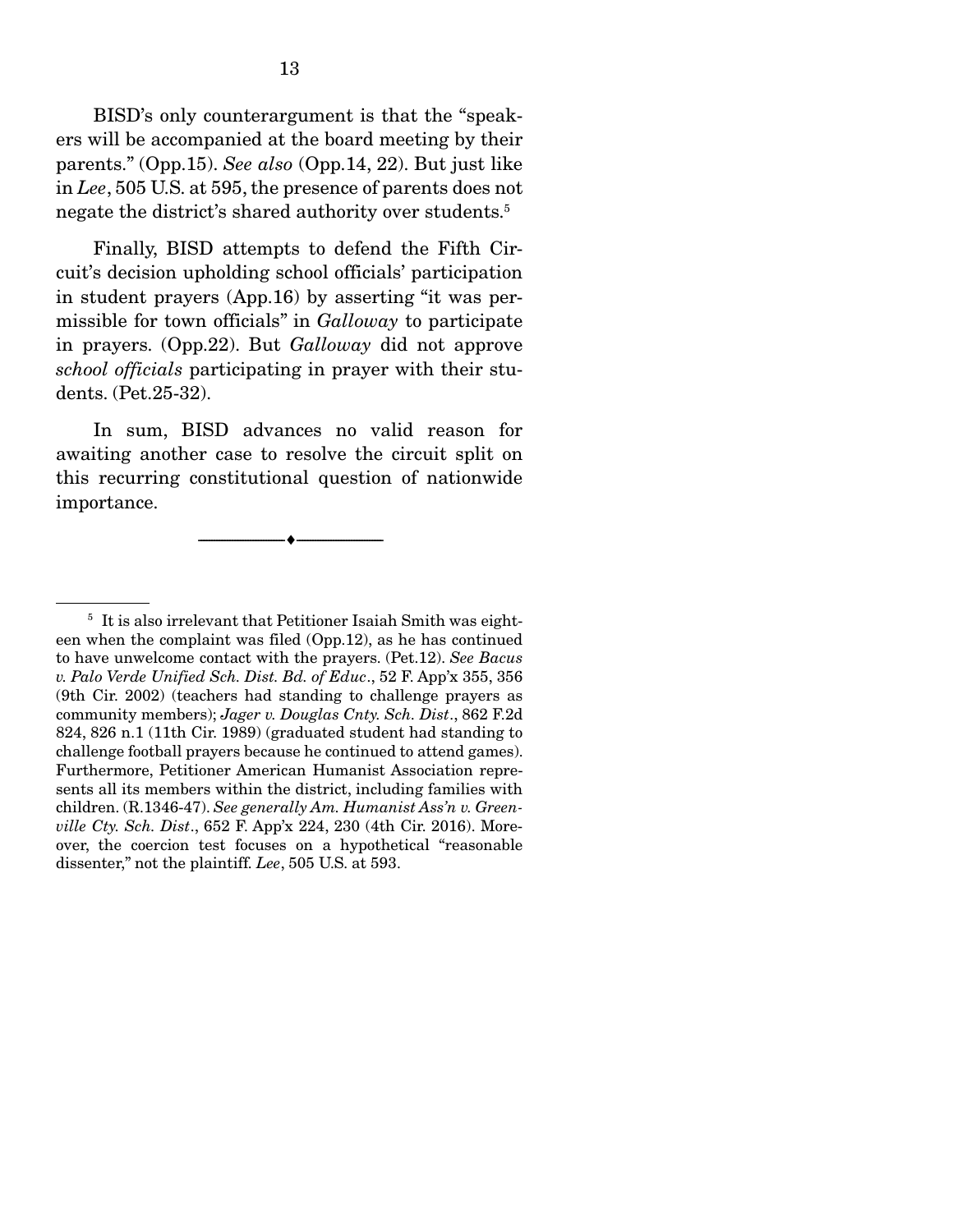BISD's only counterargument is that the "speakers will be accompanied at the board meeting by their parents." (Opp.15). *See also* (Opp.14, 22). But just like in *Lee*, 505 U.S. at 595, the presence of parents does not negate the district's shared authority over students.[5]

Finally, BISD attempts to defend the Fifth Circuit's decision upholding school officials' participation in student prayers (App.16) by asserting "it was permissible for town officials" in *Galloway* to participate in prayers. (Opp.22). But *Galloway* did not approve *school officials* participating in prayer with their students. (Pet.25-32).

In sum, BISD advances no valid reason for awaiting another case to resolve the circuit split on this recurring constitutional question of nationwide importance.

---

[5] It is also irrelevant that Petitioner Isaiah Smith was eighteen when the complaint was filed (Opp.12), as he has continued to have unwelcome contact with the prayers. (Pet.12). *See Bacus v. Palo Verde Unified Sch. Dist. Bd. of Educ*., 52 F. App'x 355, 356 (9th Cir. 2002) (teachers had standing to challenge prayers as community members); *Jager v. Douglas Cnty. Sch. Dist*., 862 F.2d 824, 826 n.1 (11th Cir. 1989) (graduated student had standing to challenge football prayers because he continued to attend games). Furthermore, Petitioner American Humanist Association represents all its members within the district, including families with children. (R.1346-47). *See generally Am. Humanist Ass'n v. Greenville Cty. Sch. Dist*., 652 F. App'x 224, 230 (4th Cir. 2016). Moreover, the coercion test focuses on a hypothetical "reasonable dissenter," not the plaintiff. *Lee*, 505 U.S. at 593.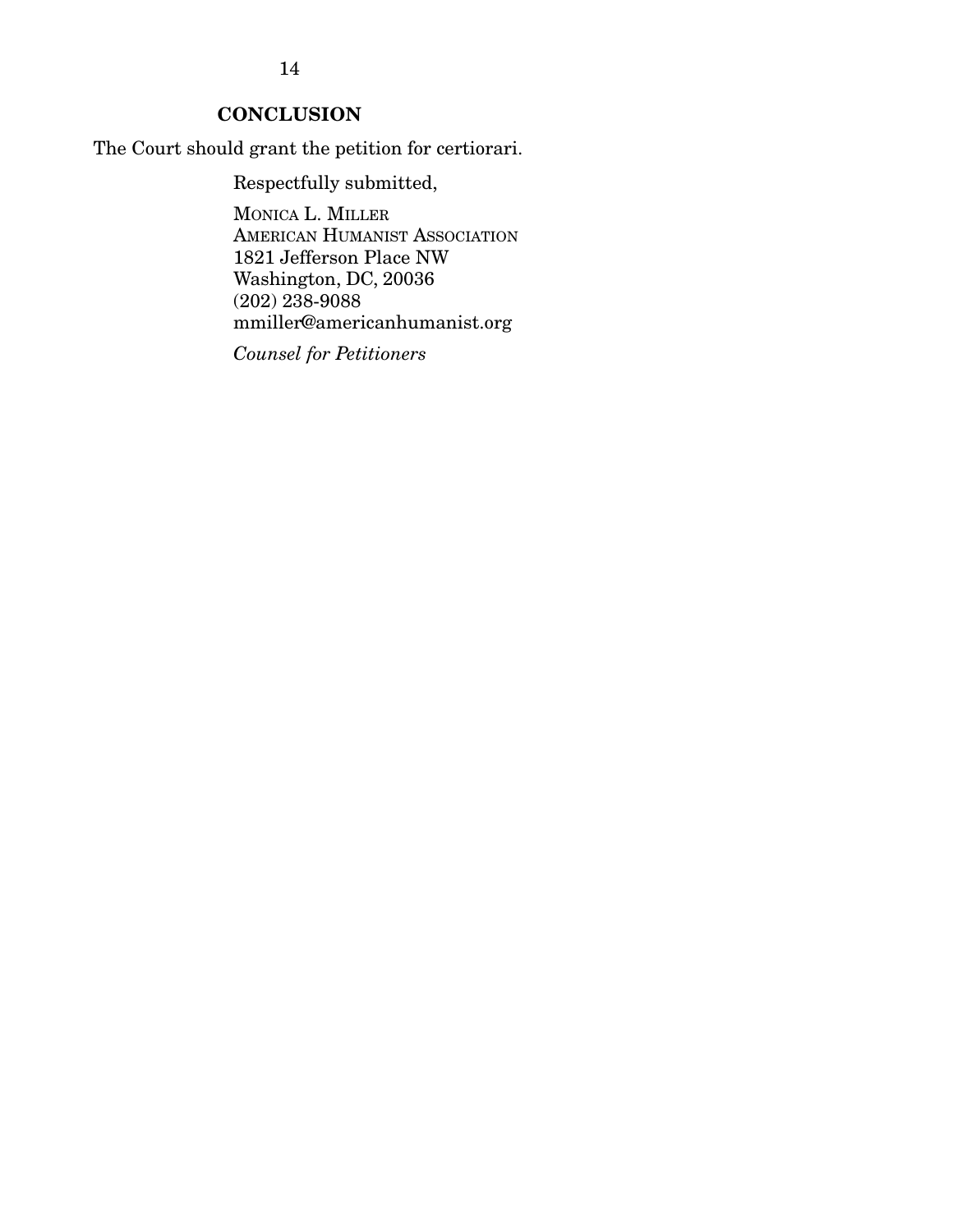## CONCLUSION

The Court should grant the petition for certiorari.

Respectfully submitted,

MONICA L. MILLER
AMERICAN HUMANIST ASSOCIATION
1821 Jefferson Place NW
Washington, DC, 20036
(202) 238-9088
mmiller@americanhumanist.org

*Counsel for Petitioners*